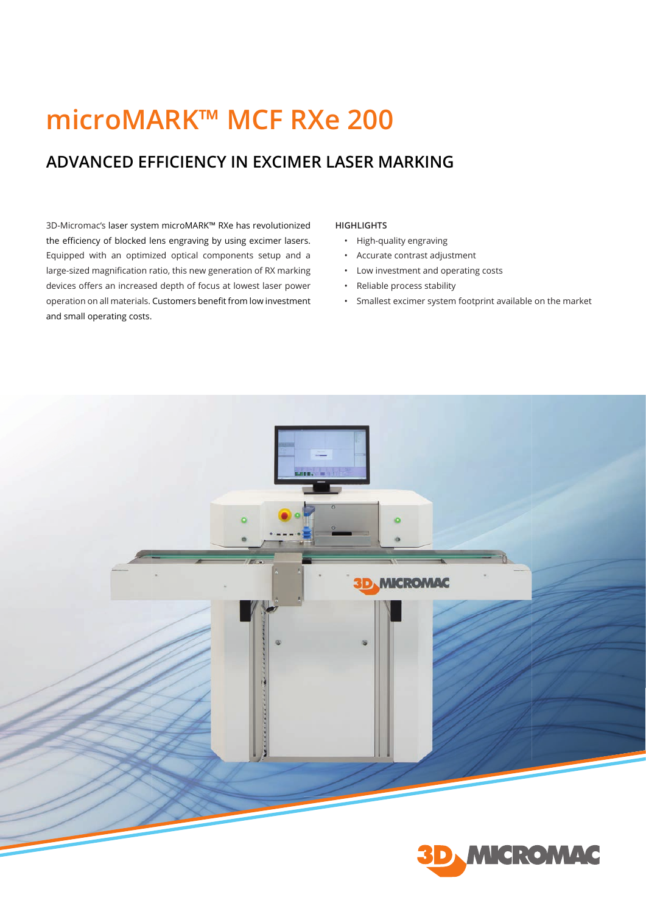# microMARK™ MCF RXe 200

## ADVANCED EFFICIENCY IN EXCIMER LASER MARKING

3D-Micromac's laser system microMARK™ RXe has revolutionized the efficiency of blocked lens engraving by using excimer lasers. Equipped with an optimized optical components setup and a large-sized magnification ratio, this new generation of RX marking devices offers an increased depth of focus at lowest laser power operation on all materials. Customers benefit from low investment and small operating costs.

**HIGHLIGHTS**

- High-quality engraving
- Accurate contrast adjustment
- Low investment and operating costs
- Reliable process stability
- Smallest excimer system footprint available on the market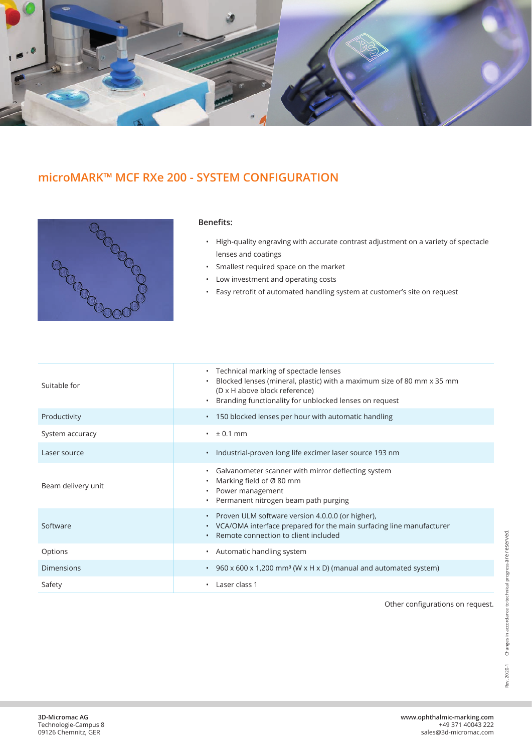## microMARK™ MCF RXe 200 - SYSTEM CONFIGURATION

**Benefits:**

- High-quality engraving with accurate contrast adjustment on a variety of spectacle lenses and coatings
- Smallest required space on the market
- Low investment and operating costs
- Easy retrofit of automated handling system at customer's site on request

| | |
|---|---|
| Suitable for | • Technical marking of spectacle lenses<br>• Blocked lenses (mineral, plastic) with a maximum size of 80 mm x 35 mm (D x H above block reference)<br>• Branding functionality for unblocked lenses on request |
| Productivity | • 150 blocked lenses per hour with automatic handling |
| System accuracy | • ± 0.1 mm |
| Laser source | • Industrial-proven long life excimer laser source 193 nm |
| Beam delivery unit | • Galvanometer scanner with mirror deflecting system<br>• Marking field of Ø 80 mm<br>• Power management<br>• Permanent nitrogen beam path purging |
| Software | • Proven ULM software version 4.0.0.0 (or higher),<br>• VCA/OMA interface prepared for the main surfacing line manufacturer<br>• Remote connection to client included |
| Options | • Automatic handling system |
| Dimensions | • 960 x 600 x 1,200 mm³ (W x H x D) (manual and automated system) |
| Safety | • Laser class 1 |

Other configurations on request.

Rev. 2020-1 Changes in accordance to technical progress are reserved.

**3D-Micromac AG**
Technologie-Campus 8
09126 Chemnitz, GER

**www.ophthalmic-marking.com**
+49 371 40043 222
sales@3d-micromac.com